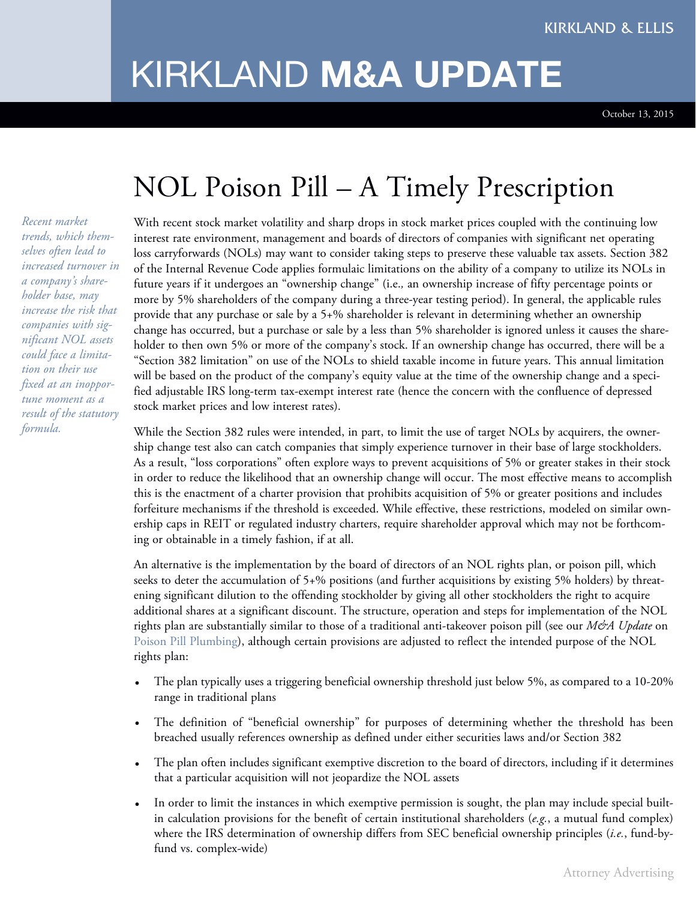KIRKLAND & ELLIS

# KIRKLAND **M&A UPDATE**

October 13, 2015

# NOL Poison Pill – A Timely Prescription

*Recent market trends, which themselves often lead to increased turnover in a company's shareholder base, may increase the risk that companies with significant NOL assets could face a limitation on their use fixed at an inopportune moment as a result of the statutory formula.*

With recent stock market volatility and sharp drops in stock market prices coupled with the continuing low interest rate environment, management and boards of directors of companies with significant net operating loss carryforwards (NOLs) may want to consider taking steps to preserve these valuable tax assets. Section 382 of the Internal Revenue Code applies formulaic limitations on the ability of a company to utilize its NOLs in future years if it undergoes an "ownership change" (i.e., an ownership increase of fifty percentage points or more by 5% shareholders of the company during a three-year testing period). In general, the applicable rules provide that any purchase or sale by a 5+% shareholder is relevant in determining whether an ownership change has occurred, but a purchase or sale by a less than 5% shareholder is ignored unless it causes the shareholder to then own 5% or more of the company's stock. If an ownership change has occurred, there will be a "Section 382 limitation" on use of the NOLs to shield taxable income in future years. This annual limitation will be based on the product of the company's equity value at the time of the ownership change and a specified adjustable IRS long-term tax-exempt interest rate (hence the concern with the confluence of depressed stock market prices and low interest rates).

While the Section 382 rules were intended, in part, to limit the use of target NOLs by acquirers, the ownership change test also can catch companies that simply experience turnover in their base of large stockholders. As a result, "loss corporations" often explore ways to prevent acquisitions of 5% or greater stakes in their stock in order to reduce the likelihood that an ownership change will occur. The most effective means to accomplish this is the enactment of a charter provision that prohibits acquisition of 5% or greater positions and includes forfeiture mechanisms if the threshold is exceeded. While effective, these restrictions, modeled on similar ownership caps in REIT or regulated industry charters, require shareholder approval which may not be forthcoming or obtainable in a timely fashion, if at all.

An alternative is the implementation by the board of directors of an NOL rights plan, or poison pill, which seeks to deter the accumulation of 5+% positions (and further acquisitions by existing 5% holders) by threatening significant dilution to the offending stockholder by giving all other stockholders the right to acquire additional shares at a significant discount. The structure, operation and steps for implementation of the NOL rights plan are substantially similar to those of a traditional anti-takeover poison pill (see our *M&A Update* on Poison Pill Plumbing), although certain provisions are adjusted to reflect the intended purpose of the NOL rights plan:

- The plan typically uses a triggering beneficial ownership threshold just below 5%, as compared to a 10-20% range in traditional plans
- The definition of "beneficial ownership" for purposes of determining whether the threshold has been breached usually references ownership as defined under either securities laws and/or Section 382
- The plan often includes significant exemptive discretion to the board of directors, including if it determines that a particular acquisition will not jeopardize the NOL assets
- In order to limit the instances in which exemptive permission is sought, the plan may include special built-in calculation provisions for the benefit of certain institutional shareholders (*e.g.*, a mutual fund complex) where the IRS determination of ownership differs from SEC beneficial ownership principles (*i.e.*, fund-by-fund vs. complex-wide)

Attorney Advertising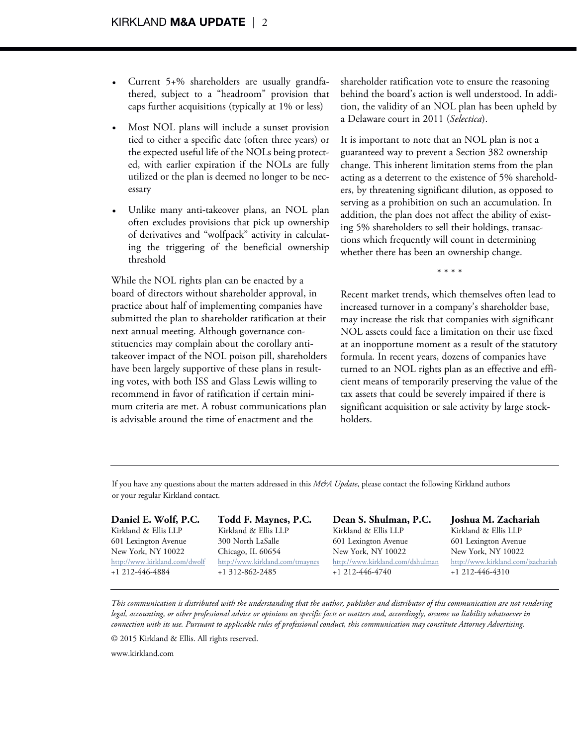- Current 5+% shareholders are usually grandfathered, subject to a "headroom" provision that caps further acquisitions (typically at 1% or less)
- Most NOL plans will include a sunset provision tied to either a specific date (often three years) or the expected useful life of the NOLs being protected, with earlier expiration if the NOLs are fully utilized or the plan is deemed no longer to be necessary
- Unlike many anti-takeover plans, an NOL plan often excludes provisions that pick up ownership of derivatives and "wolfpack" activity in calculating the triggering of the beneficial ownership threshold

While the NOL rights plan can be enacted by a board of directors without shareholder approval, in practice about half of implementing companies have submitted the plan to shareholder ratification at their next annual meeting. Although governance constituencies may complain about the corollary anti-takeover impact of the NOL poison pill, shareholders have been largely supportive of these plans in resulting votes, with both ISS and Glass Lewis willing to recommend in favor of ratification if certain minimum criteria are met. A robust communications plan is advisable around the time of enactment and the shareholder ratification vote to ensure the reasoning behind the board's action is well understood. In addition, the validity of an NOL plan has been upheld by a Delaware court in 2011 (*Selectica*).

It is important to note that an NOL plan is not a guaranteed way to prevent a Section 382 ownership change. This inherent limitation stems from the plan acting as a deterrent to the existence of 5% shareholders, by threatening significant dilution, as opposed to serving as a prohibition on such an accumulation. In addition, the plan does not affect the ability of existing 5% shareholders to sell their holdings, transactions which frequently will count in determining whether there has been an ownership change.

\* \* \* \*

Recent market trends, which themselves often lead to increased turnover in a company's shareholder base, may increase the risk that companies with significant NOL assets could face a limitation on their use fixed at an inopportune moment as a result of the statutory formula. In recent years, dozens of companies have turned to an NOL rights plan as an effective and efficient means of temporarily preserving the value of the tax assets that could be severely impaired if there is significant acquisition or sale activity by large stockholders.

---

If you have any questions about the matters addressed in this *M&A Update*, please contact the following Kirkland authors or your regular Kirkland contact.

**Daniel E. Wolf, P.C.**
Kirkland & Ellis LLP
601 Lexington Avenue
New York, NY 10022
http://www.kirkland.com/dwolf
+1 212-446-4884

**Todd F. Maynes, P.C.**
Kirkland & Ellis LLP
300 North LaSalle
Chicago, IL 60654
http://www.kirkland.com/tmaynes
+1 312-862-2485

**Dean S. Shulman, P.C.**
Kirkland & Ellis LLP
601 Lexington Avenue
New York, NY 10022
http://www.kirkland.com/dshulman
+1 212-446-4740

**Joshua M. Zachariah**
Kirkland & Ellis LLP
601 Lexington Avenue
New York, NY 10022
http://www.kirkland.com/jzachariah
+1 212-446-4310

---

*This communication is distributed with the understanding that the author, publisher and distributor of this communication are not rendering legal, accounting, or other professional advice or opinions on specific facts or matters and, accordingly, assume no liability whatsoever in connection with its use. Pursuant to applicable rules of professional conduct, this communication may constitute Attorney Advertising.*

© 2015 Kirkland & Ellis. All rights reserved.

www.kirkland.com